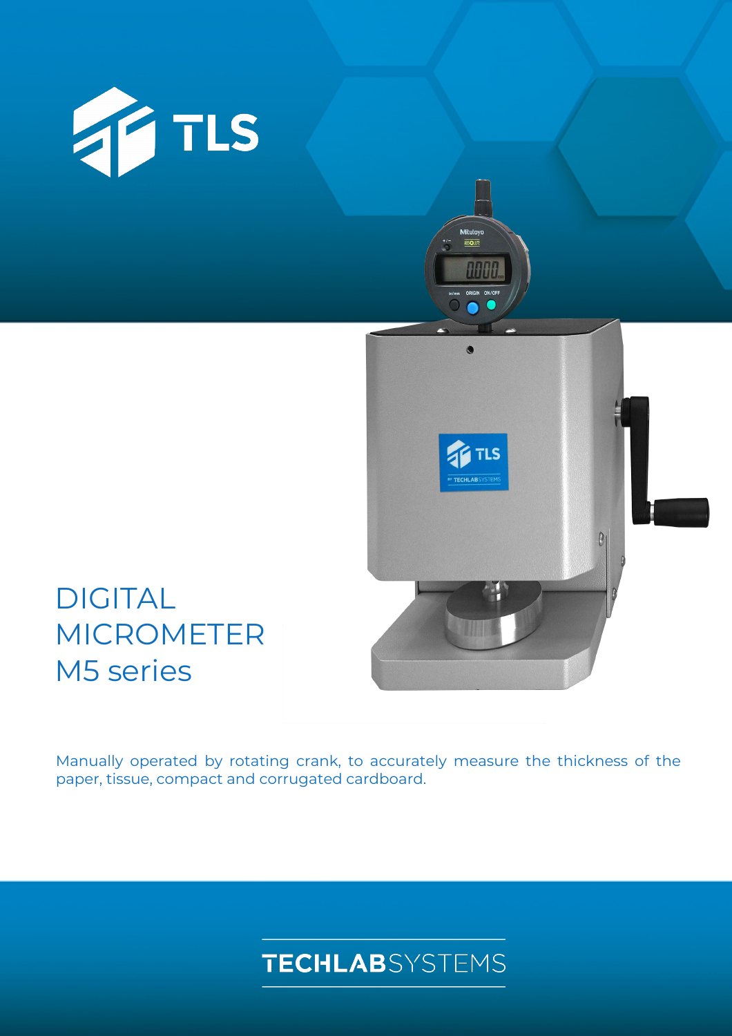TLS

# DIGITAL MICROMETER M5 series

Manually operated by rotating crank, to accurately measure the thickness of the paper, tissue, compact and corrugated cardboard.

TECHLABSYSTEMS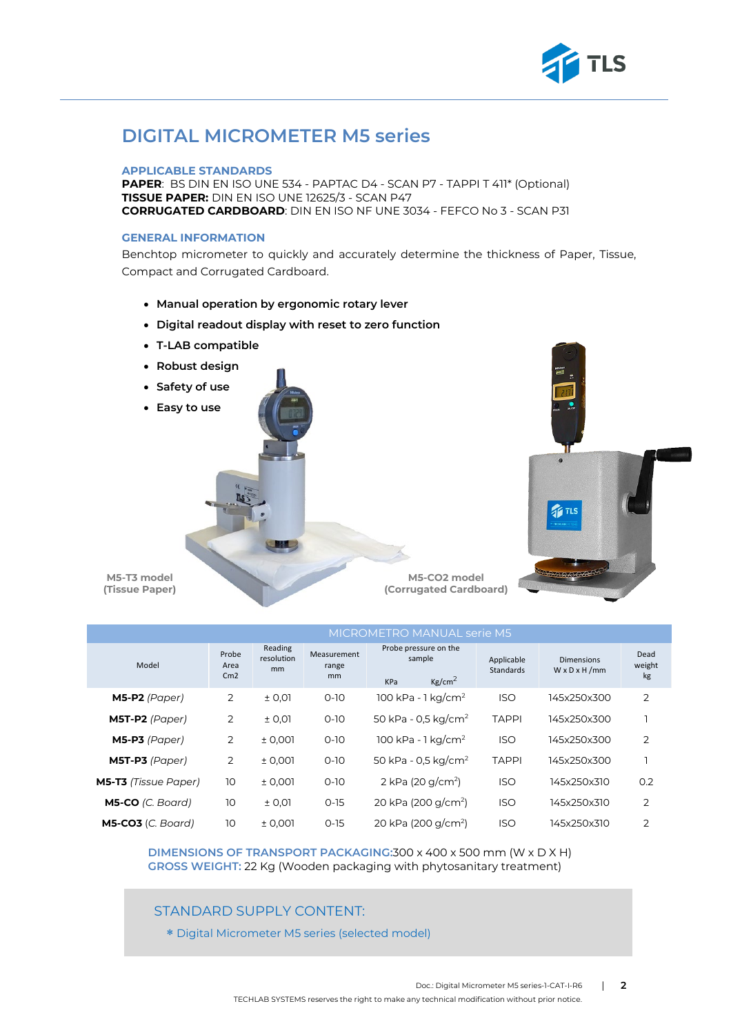# DIGITAL MICROMETER M5 series

### APPLICABLE STANDARDS

**PAPER**: BS DIN EN ISO UNE 534 - PAPTAC D4 - SCAN P7 - TAPPI T 411* (Optional)
**TISSUE PAPER:** DIN EN ISO UNE 12625/3 - SCAN P47
**CORRUGATED CARDBOARD**: DIN EN ISO NF UNE 3034 - FEFCO No 3 - SCAN P31

### GENERAL INFORMATION

Benchtop micrometer to quickly and accurately determine the thickness of Paper, Tissue, Compact and Corrugated Cardboard.

- **Manual operation by ergonomic rotary lever**
- **Digital readout display with reset to zero function**
- **T-LAB compatible**
- **Robust design**
- **Safety of use**
- **Easy to use**

**M5-T3 model (Tissue Paper)**

**M5-CO2 model (Corrugated Cardboard)**

| MICROMETRO MANUAL serie M5 | | | | | | | | |
|---|---|---|---|---|---|---|---|---|
| Model | Probe Area Cm2 | Reading resolution mm | Measurement range mm | Probe pressure on the sample KPa | Probe pressure on the sample Kg/cm$^2$ | Applicable Standards | Dimensions W x D x H /mm | Dead weight kg |
| **M5-P2** *(Paper)* | 2 | ± 0,01 | 0-10 | 100 kPa | 1 kg/cm$^2$ | ISO | 145x250x300 | 2 |
| **M5T-P2** *(Paper)* | 2 | ± 0,01 | 0-10 | 50 kPa | 0,5 kg/cm$^2$ | TAPPI | 145x250x300 | 1 |
| **M5-P3** *(Paper)* | 2 | ± 0,001 | 0-10 | 100 kPa | 1 kg/cm$^2$ | ISO | 145x250x300 | 2 |
| **M5T-P3** *(Paper)* | 2 | ± 0,001 | 0-10 | 50 kPa | 0,5 kg/cm$^2$ | TAPPI | 145x250x300 | 1 |
| **M5-T3** *(Tissue Paper)* | 10 | ± 0,001 | 0-10 | 2 kPa | (20 g/cm$^2$) | ISO | 145x250x310 | 0.2 |
| **M5-CO** *(C. Board)* | 10 | ± 0,01 | 0-15 | 20 kPa | (200 g/cm$^2$) | ISO | 145x250x310 | 2 |
| **M5-CO3** *(C. Board)* | 10 | ± 0,001 | 0-15 | 20 kPa | (200 g/cm$^2$) | ISO | 145x250x310 | 2 |

**DIMENSIONS OF TRANSPORT PACKAGING:** 300 x 400 x 500 mm (W x D X H)
**GROSS WEIGHT:** 22 Kg (Wooden packaging with phytosanitary treatment)

## STANDARD SUPPLY CONTENT:

* Digital Micrometer M5 series (selected model)

Doc.: Digital Micrometer M5 series-1-CAT-I-R6

TECHLAB SYSTEMS reserves the right to make any technical modification without prior notice.